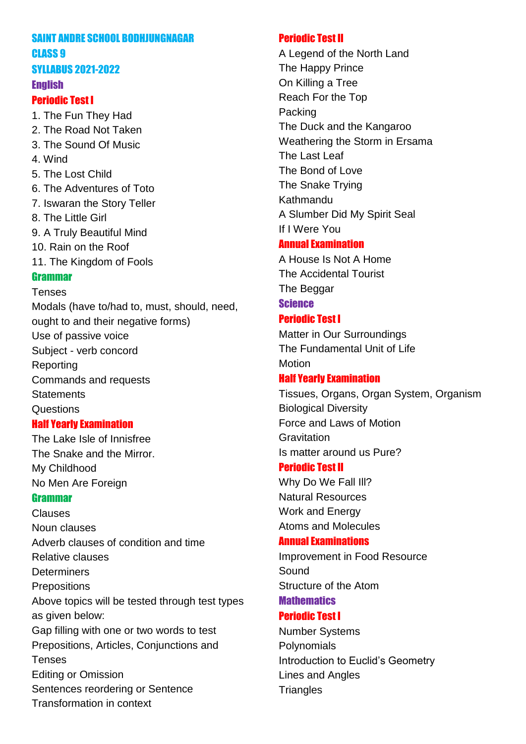# SAINT ANDRE SCHOOL BODHJUNGNAGAR

## CLASS 9

## SYLLABUS 2021-2022

## English

### Periodic Test I

1. The Fun They Had
2. The Road Not Taken
3. The Sound Of Music
4. Wind
5. The Lost Child
6. The Adventures of Toto
7. Iswaran the Story Teller
8. The Little Girl
9. A Truly Beautiful Mind
10. Rain on the Roof
11. The Kingdom of Fools

### Grammar

Tenses
Modals (have to/had to, must, should, need, ought to and their negative forms)
Use of passive voice
Subject - verb concord
Reporting
Commands and requests
Statements
Questions

### Half Yearly Examination

The Lake Isle of Innisfree
The Snake and the Mirror.
My Childhood
No Men Are Foreign

### Grammar

Clauses
Noun clauses
Adverb clauses of condition and time
Relative clauses
Determiners
Prepositions
Above topics will be tested through test types as given below:
Gap filling with one or two words to test Prepositions, Articles, Conjunctions and Tenses
Editing or Omission
Sentences reordering or Sentence Transformation in context

### Periodic Test II

A Legend of the North Land
The Happy Prince
On Killing a Tree
Reach For the Top
Packing
The Duck and the Kangaroo
Weathering the Storm in Ersama
The Last Leaf
The Bond of Love
The Snake Trying
Kathmandu
A Slumber Did My Spirit Seal
If I Were You

### Annual Examination

A House Is Not A Home
The Accidental Tourist
The Beggar

## Science

### Periodic Test I

Matter in Our Surroundings
The Fundamental Unit of Life
Motion

### Half Yearly Examination

Tissues, Organs, Organ System, Organism
Biological Diversity
Force and Laws of Motion
Gravitation
Is matter around us Pure?

### Periodic Test II

Why Do We Fall Ill?
Natural Resources
Work and Energy
Atoms and Molecules

### Annual Examinations

Improvement in Food Resource
Sound
Structure of the Atom

## Mathematics

### Periodic Test I

Number Systems
Polynomials
Introduction to Euclid's Geometry
Lines and Angles
Triangles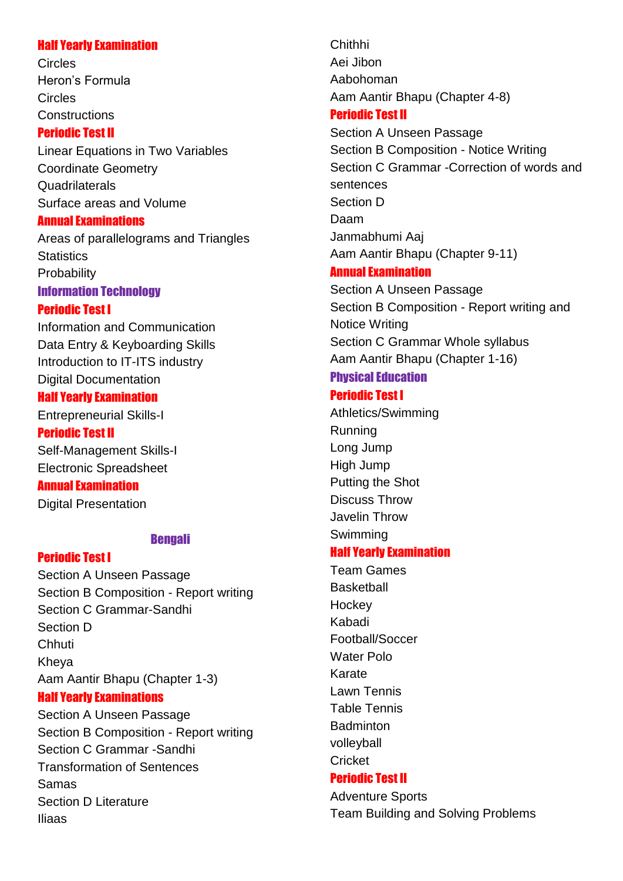### Half Yearly Examination

Circles
Heron's Formula
Circles
Constructions

### Periodic Test II

Linear Equations in Two Variables
Coordinate Geometry
Quadrilaterals
Surface areas and Volume

### Annual Examinations

Areas of parallelograms and Triangles
Statistics
Probability

## Information Technology

### Periodic Test I

Information and Communication
Data Entry & Keyboarding Skills
Introduction to IT-ITS industry
Digital Documentation

### Half Yearly Examination

Entrepreneurial Skills-I

### Periodic Test II

Self-Management Skills-I
Electronic Spreadsheet

### Annual Examination

Digital Presentation

## Bengali

### Periodic Test I

Section A Unseen Passage
Section B Composition - Report writing
Section C Grammar-Sandhi
Section D
Chhuti
Kheya
Aam Aantir Bhapu (Chapter 1-3)

### Half Yearly Examinations

Section A Unseen Passage
Section B Composition - Report writing
Section C Grammar -Sandhi
Transformation of Sentences
Samas
Section D Literature
Iliaas
Chithhi
Aei Jibon
Aabohoman
Aam Aantir Bhapu (Chapter 4-8)

### Periodic Test II

Section A Unseen Passage
Section B Composition - Notice Writing
Section C Grammar -Correction of words and sentences
Section D
Daam
Janmabhumi Aaj
Aam Aantir Bhapu (Chapter 9-11)

### Annual Examination

Section A Unseen Passage
Section B Composition - Report writing and Notice Writing
Section C Grammar Whole syllabus
Aam Aantir Bhapu (Chapter 1-16)

## Physical Education

### Periodic Test I

Athletics/Swimming
Running
Long Jump
High Jump
Putting the Shot
Discuss Throw
Javelin Throw
Swimming

### Half Yearly Examination

Team Games
Basketball
Hockey
Kabadi
Football/Soccer
Water Polo
Karate
Lawn Tennis
Table Tennis
Badminton
volleyball
Cricket

### Periodic Test II

Adventure Sports
Team Building and Solving Problems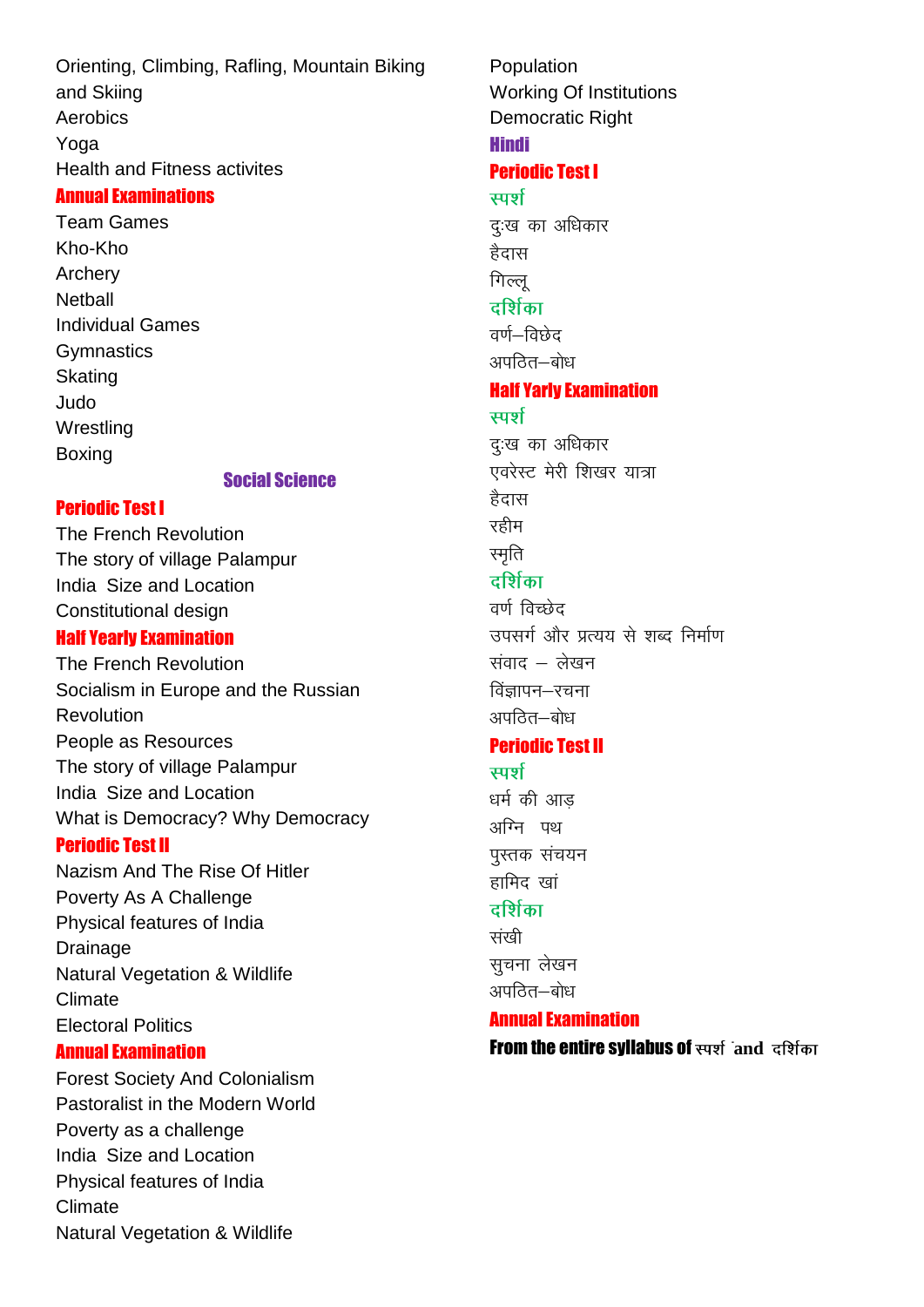Orienting, Climbing, Rafling, Mountain Biking and Skiing
Aerobics
Yoga
Health and Fitness activites

### Annual Examinations

Team Games
Kho-Kho
Archery
Netball
Individual Games
Gymnastics
Skating
Judo
Wrestling
Boxing

## Social Science

### Periodic Test I

The French Revolution
The story of village Palampur
India  Size and Location
Constitutional design

### Half Yearly Examination

The French Revolution
Socialism in Europe and the Russian Revolution
People as Resources
The story of village Palampur
India  Size and Location
What is Democracy? Why Democracy

### Periodic Test II

Nazism And The Rise Of Hitler
Poverty As A Challenge
Physical features of India
Drainage
Natural Vegetation & Wildlife
Climate
Electoral Politics

### Annual Examination

Forest Society And Colonialism
Pastoralist in the Modern World
Poverty as a challenge
India  Size and Location
Physical features of India
Climate
Natural Vegetation & Wildlife
Population
Working Of Institutions
Democratic Right

## Hindi

### Periodic Test I

**स्पर्श**

दुःख का अधिकार
हैदास
गिल्लू

**दर्शिका**

वर्ण–विछेद
अपठित–बोध

### Half Yarly Examination

**स्पर्श**

दुःख का अधिकार
एवरेस्ट मेरी शिखर यात्रा
हैदास
रहीम
स्मृति

**दर्शिका**

वर्ण विच्छेद
उपसर्ग और प्रत्यय से शब्द निर्माण
संवाद – लेखन
विज्ञापन–रचना
अपठित–बोध

### Periodic Test II

**स्पर्श**

धर्म की आड़
अग्नि पथ
पुस्तक संचयन
हामिद खां

**दर्शिका**

संखी
सुचना लेखन
अपठित–बोध

### Annual Examination

**From the entire syllabus of स्पर्श and दर्शिका**